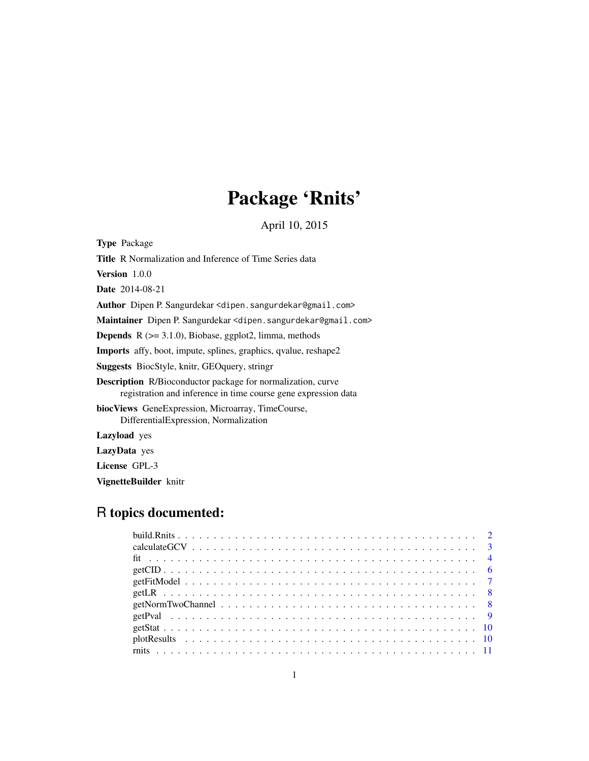# Package 'Rnits'

April 10, 2015

**Type** Package

**Title** R Normalization and Inference of Time Series data

**Version** 1.0.0

**Date** 2014-08-21

**Author** Dipen P. Sangurdekar <dipen.sangurdekar@gmail.com>

**Maintainer** Dipen P. Sangurdekar <dipen.sangurdekar@gmail.com>

**Depends** R (>= 3.1.0), Biobase, ggplot2, limma, methods

**Imports** affy, boot, impute, splines, graphics, qvalue, reshape2

**Suggests** BiocStyle, knitr, GEOquery, stringr

**Description** R/Bioconductor package for normalization, curve registration and inference in time course gene expression data

**biocViews** GeneExpression, Microarray, TimeCourse, DifferentialExpression, Normalization

**Lazyload** yes

**LazyData** yes

**License** GPL-3

**VignetteBuilder** knitr

## R topics documented:

- build.Rnits . . . . . . . . . . 2
- calculateGCV . . . . . . . . . . 3
- fit . . . . . . . . . . 4
- getCID . . . . . . . . . . 6
- getFitModel . . . . . . . . . . 7
- getLR . . . . . . . . . . 8
- getNormTwoChannel . . . . . . . . . . 8
- getPval . . . . . . . . . . 9
- getStat . . . . . . . . . . 10
- plotResults . . . . . . . . . . 10
- rnits . . . . . . . . . . 11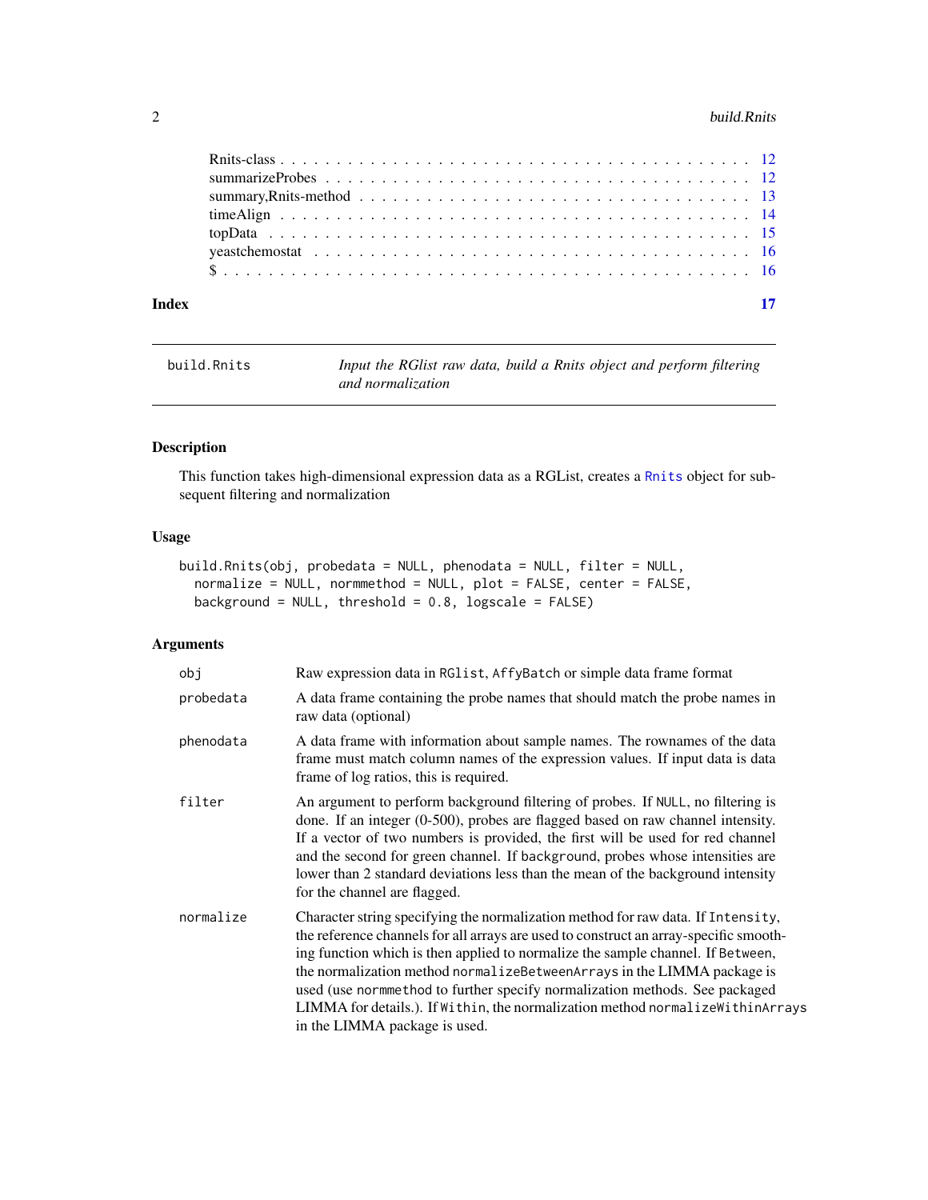Rnits-class . . . . . . . . . . . . . . . . . . . . . . . . . . . . . . . . . . . . . . . . . 12
summarizeProbes . . . . . . . . . . . . . . . . . . . . . . . . . . . . . . . . . . . . . . 12
summary,Rnits-method . . . . . . . . . . . . . . . . . . . . . . . . . . . . . . . . . . . 13
timeAlign . . . . . . . . . . . . . . . . . . . . . . . . . . . . . . . . . . . . . . . . . . 14
topData . . . . . . . . . . . . . . . . . . . . . . . . . . . . . . . . . . . . . . . . . . . 15
yeastchemostat . . . . . . . . . . . . . . . . . . . . . . . . . . . . . . . . . . . . . . . 16
$ . . . . . . . . . . . . . . . . . . . . . . . . . . . . . . . . . . . . . . . . . . . . . . 16

**Index** **17**

---

`build.Rnits` *Input the RGlist raw data, build a Rnits object and perform filtering and normalization*

---

## Description

This function takes high-dimensional expression data as a RGList, creates a `Rnits` object for subsequent filtering and normalization

## Usage

```
build.Rnits(obj, probedata = NULL, phenodata = NULL, filter = NULL,
  normalize = NULL, normmethod = NULL, plot = FALSE, center = FALSE,
  background = NULL, threshold = 0.8, logscale = FALSE)
```

## Arguments

| | |
|---|---|
| `obj` | Raw expression data in `RGlist`, `AffyBatch` or simple data frame format |
| `probedata` | A data frame containing the probe names that should match the probe names in raw data (optional) |
| `phenodata` | A data frame with information about sample names. The rownames of the data frame must match column names of the expression values. If input data is data frame of log ratios, this is required. |
| `filter` | An argument to perform background filtering of probes. If `NULL`, no filtering is done. If an integer (0-500), probes are flagged based on raw channel intensity. If a vector of two numbers is provided, the first will be used for red channel and the second for green channel. If `background`, probes whose intensities are lower than 2 standard deviations less than the mean of the background intensity for the channel are flagged. |
| `normalize` | Character string specifying the normalization method for raw data. If `Intensity`, the reference channels for all arrays are used to construct an array-specific smoothing function which is then applied to normalize the sample channel. If `Between`, the normalization method `normalizeBetweenArrays` in the LIMMA package is used (use `normmethod` to further specify normalization methods. See packaged LIMMA for details.). If `Within`, the normalization method `normalizeWithinArrays` in the LIMMA package is used. |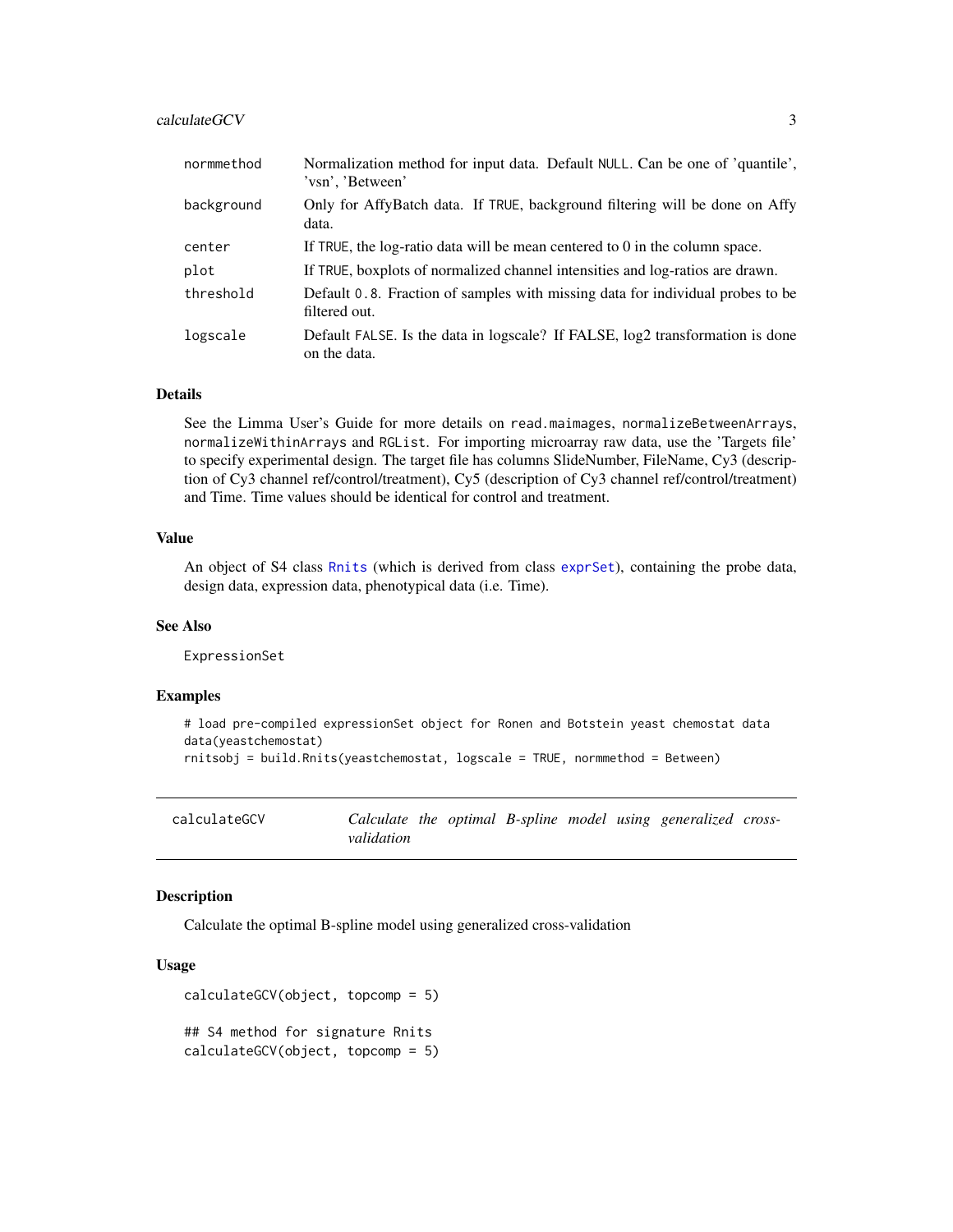| | |
|---|---|
| normmethod | Normalization method for input data. Default NULL. Can be one of 'quantile', 'vsn', 'Between' |
| background | Only for AffyBatch data. If TRUE, background filtering will be done on Affy data. |
| center | If TRUE, the log-ratio data will be mean centered to 0 in the column space. |
| plot | If TRUE, boxplots of normalized channel intensities and log-ratios are drawn. |
| threshold | Default 0.8. Fraction of samples with missing data for individual probes to be filtered out. |
| logscale | Default FALSE. Is the data in logscale? If FALSE, log2 transformation is done on the data. |

### Details

See the Limma User's Guide for more details on read.maimages, normalizeBetweenArrays, normalizeWithinArrays and RGList. For importing microarray raw data, use the 'Targets file' to specify experimental design. The target file has columns SlideNumber, FileName, Cy3 (description of Cy3 channel ref/control/treatment), Cy5 (description of Cy3 channel ref/control/treatment) and Time. Time values should be identical for control and treatment.

### Value

An object of S4 class Rnits (which is derived from class exprSet), containing the probe data, design data, expression data, phenotypical data (i.e. Time).

### See Also

ExpressionSet

### Examples

```
# load pre-compiled expressionSet object for Ronen and Botstein yeast chemostat data
data(yeastchemostat)
rnitsobj = build.Rnits(yeastchemostat, logscale = TRUE, normmethod = Between)
```

---

## calculateGCV    *Calculate the optimal B-spline model using generalized cross-validation*

---

### Description

Calculate the optimal B-spline model using generalized cross-validation

### Usage

```
calculateGCV(object, topcomp = 5)

## S4 method for signature Rnits
calculateGCV(object, topcomp = 5)
```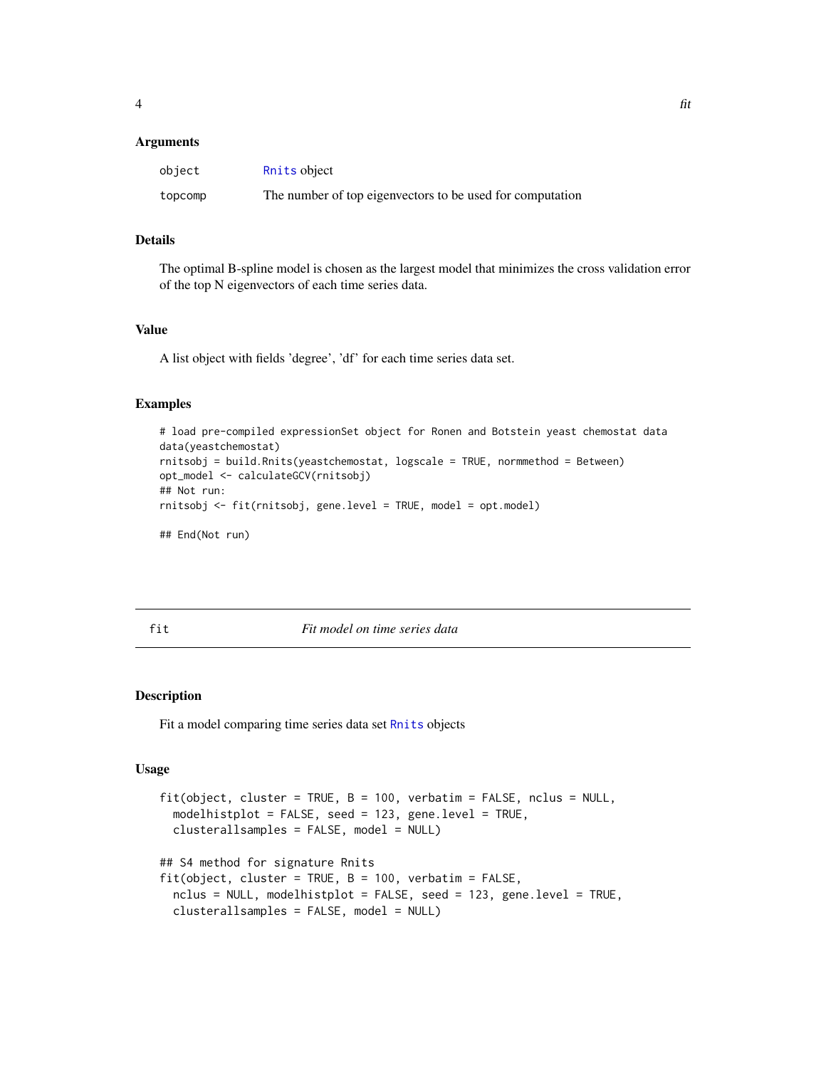### Arguments

| | |
|---|---|
| object | Rnits object |
| topcomp | The number of top eigenvectors to be used for computation |

### Details

The optimal B-spline model is chosen as the largest model that minimizes the cross validation error of the top N eigenvectors of each time series data.

### Value

A list object with fields 'degree', 'df' for each time series data set.

### Examples

```
# load pre-compiled expressionSet object for Ronen and Botstein yeast chemostat data
data(yeastchemostat)
rnitsobj = build.Rnits(yeastchemostat, logscale = TRUE, normmethod = Between)
opt_model <- calculateGCV(rnitsobj)
## Not run:
rnitsobj <- fit(rnitsobj, gene.level = TRUE, model = opt.model)

## End(Not run)
```

---

## fit — *Fit model on time series data*

### Description

Fit a model comparing time series data set Rnits objects

### Usage

```
fit(object, cluster = TRUE, B = 100, verbatim = FALSE, nclus = NULL,
  modelhistplot = FALSE, seed = 123, gene.level = TRUE,
  clusterallsamples = FALSE, model = NULL)

## S4 method for signature Rnits
fit(object, cluster = TRUE, B = 100, verbatim = FALSE,
  nclus = NULL, modelhistplot = FALSE, seed = 123, gene.level = TRUE,
  clusterallsamples = FALSE, model = NULL)
```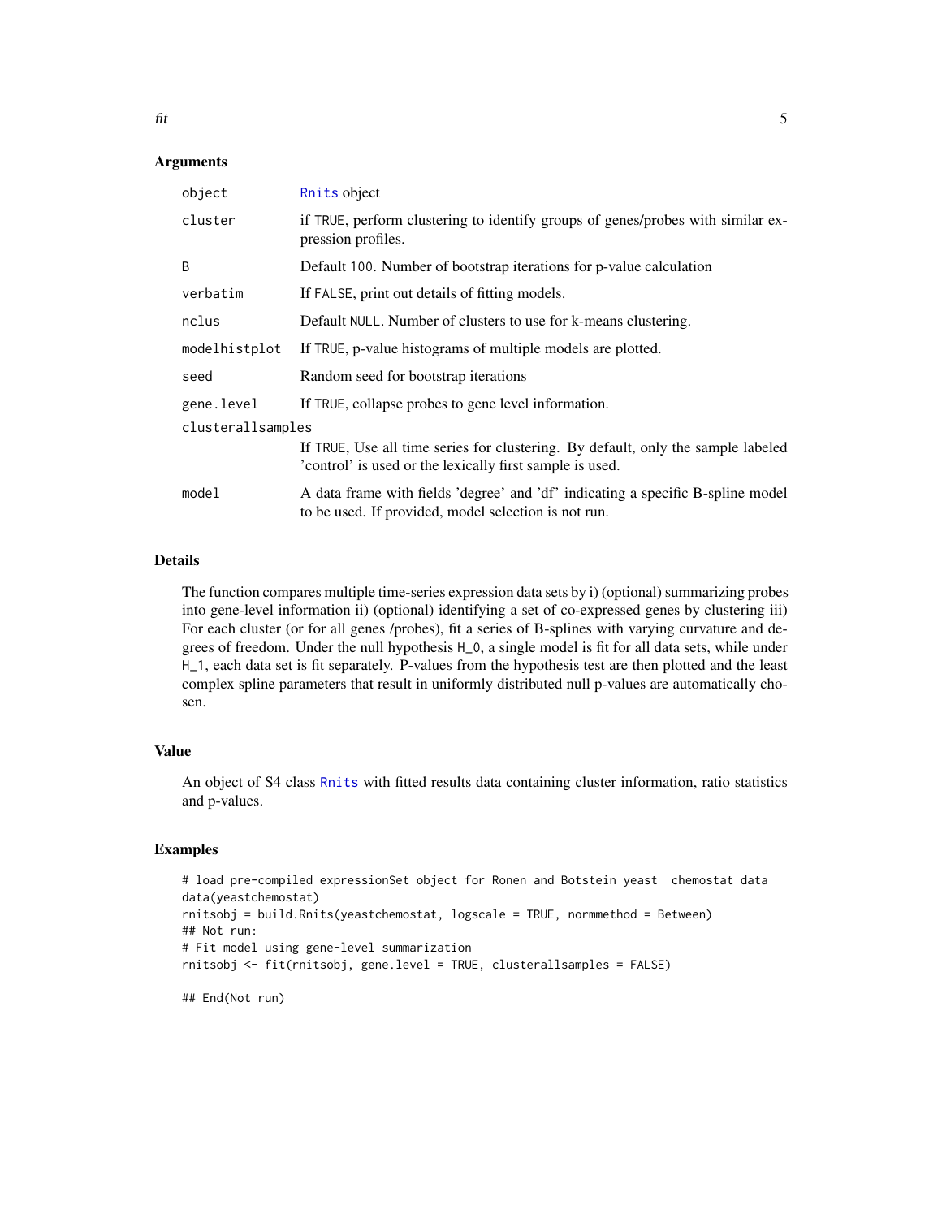### Arguments

| | |
|---|---|
| `object` | Rnits object |
| `cluster` | if TRUE, perform clustering to identify groups of genes/probes with similar expression profiles. |
| `B` | Default 100. Number of bootstrap iterations for p-value calculation |
| `verbatim` | If FALSE, print out details of fitting models. |
| `nclus` | Default NULL. Number of clusters to use for k-means clustering. |
| `modelhistplot` | If TRUE, p-value histograms of multiple models are plotted. |
| `seed` | Random seed for bootstrap iterations |
| `gene.level` | If TRUE, collapse probes to gene level information. |
| `clusterallsamples` | If TRUE, Use all time series for clustering. By default, only the sample labeled 'control' is used or the lexically first sample is used. |
| `model` | A data frame with fields 'degree' and 'df' indicating a specific B-spline model to be used. If provided, model selection is not run. |

### Details

The function compares multiple time-series expression data sets by i) (optional) summarizing probes into gene-level information ii) (optional) identifying a set of co-expressed genes by clustering iii) For each cluster (or for all genes /probes), fit a series of B-splines with varying curvature and degrees of freedom. Under the null hypothesis H_0, a single model is fit for all data sets, while under H_1, each data set is fit separately. P-values from the hypothesis test are then plotted and the least complex spline parameters that result in uniformly distributed null p-values are automatically chosen.

### Value

An object of S4 class Rnits with fitted results data containing cluster information, ratio statistics and p-values.

### Examples

```
# load pre-compiled expressionSet object for Ronen and Botstein yeast  chemostat data
data(yeastchemostat)
rnitsobj = build.Rnits(yeastchemostat, logscale = TRUE, normmethod = Between)
## Not run:
# Fit model using gene-level summarization
rnitsobj <- fit(rnitsobj, gene.level = TRUE, clusterallsamples = FALSE)

## End(Not run)
```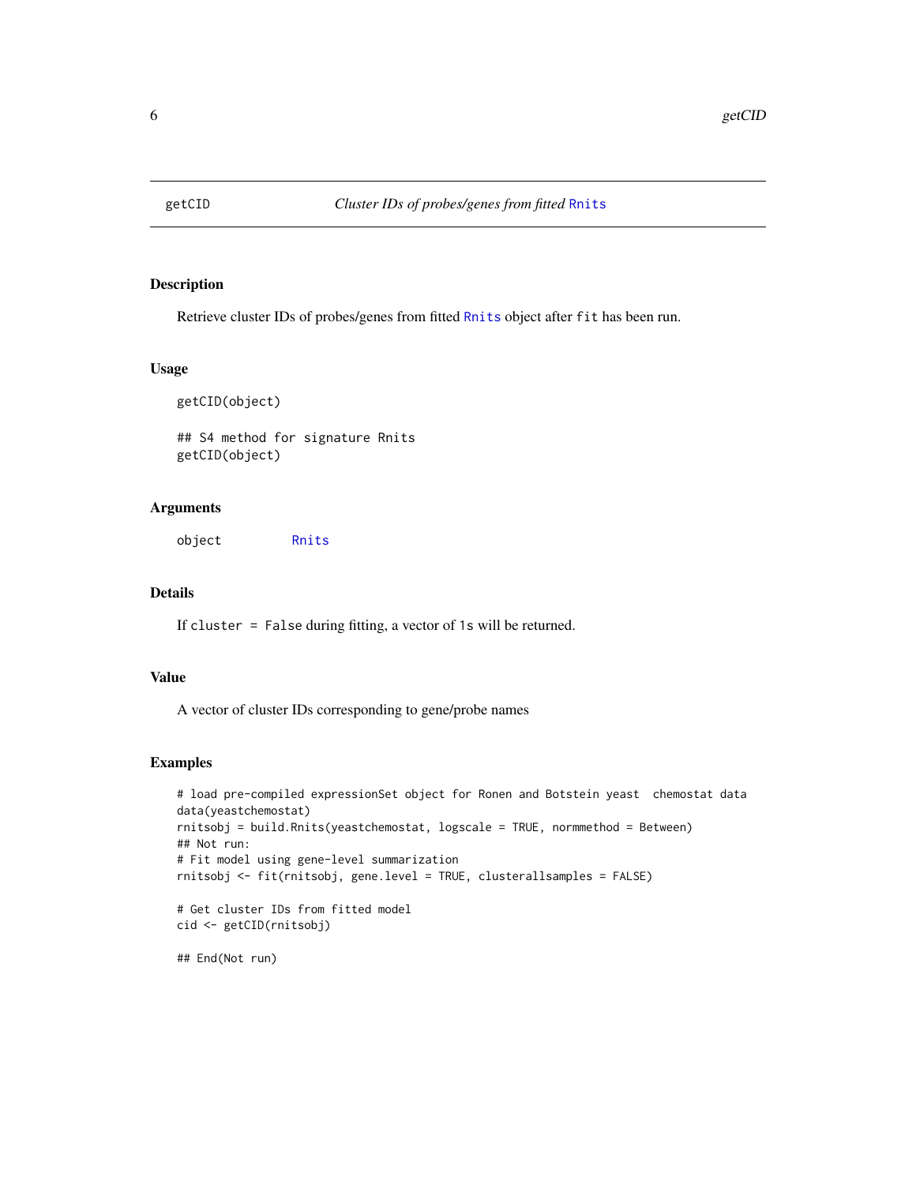# getCID — *Cluster IDs of probes/genes from fitted* Rnits

## Description

Retrieve cluster IDs of probes/genes from fitted Rnits object after `fit` has been run.

## Usage

```
getCID(object)

## S4 method for signature Rnits
getCID(object)
```

## Arguments

| | |
|---|---|
| object | Rnits |

## Details

If `cluster = False` during fitting, a vector of `1`s will be returned.

## Value

A vector of cluster IDs corresponding to gene/probe names

## Examples

```
# load pre-compiled expressionSet object for Ronen and Botstein yeast  chemostat data
data(yeastchemostat)
rnitsobj = build.Rnits(yeastchemostat, logscale = TRUE, normmethod = Between)
## Not run:
# Fit model using gene-level summarization
rnitsobj <- fit(rnitsobj, gene.level = TRUE, clusterallsamples = FALSE)

# Get cluster IDs from fitted model
cid <- getCID(rnitsobj)

## End(Not run)
```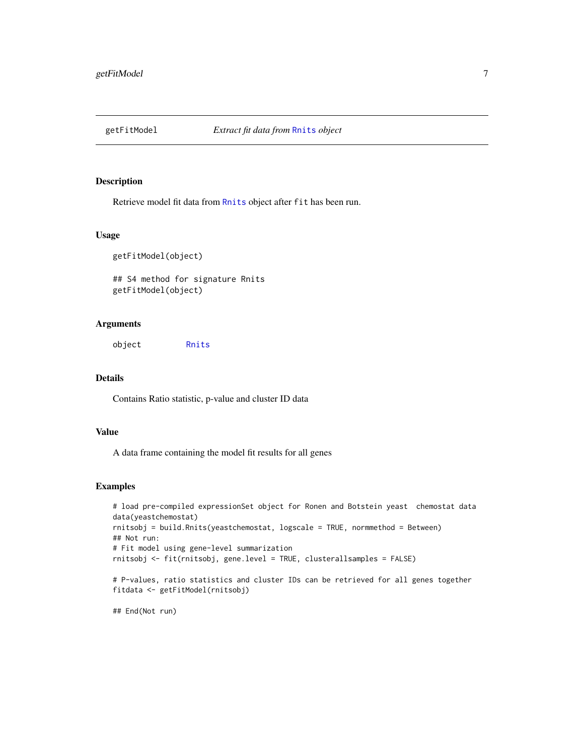# getFitModel — *Extract fit data from Rnits object*

## Description

Retrieve model fit data from Rnits object after fit has been run.

## Usage

```
getFitModel(object)

## S4 method for signature Rnits
getFitModel(object)
```

## Arguments

| | |
|---|---|
| object | Rnits |

## Details

Contains Ratio statistic, p-value and cluster ID data

## Value

A data frame containing the model fit results for all genes

## Examples

```
# load pre-compiled expressionSet object for Ronen and Botstein yeast  chemostat data
data(yeastchemostat)
rnitsobj = build.Rnits(yeastchemostat, logscale = TRUE, normmethod = Between)
## Not run:
# Fit model using gene-level summarization
rnitsobj <- fit(rnitsobj, gene.level = TRUE, clusterallsamples = FALSE)

# P-values, ratio statistics and cluster IDs can be retrieved for all genes together
fitdata <- getFitModel(rnitsobj)

## End(Not run)
```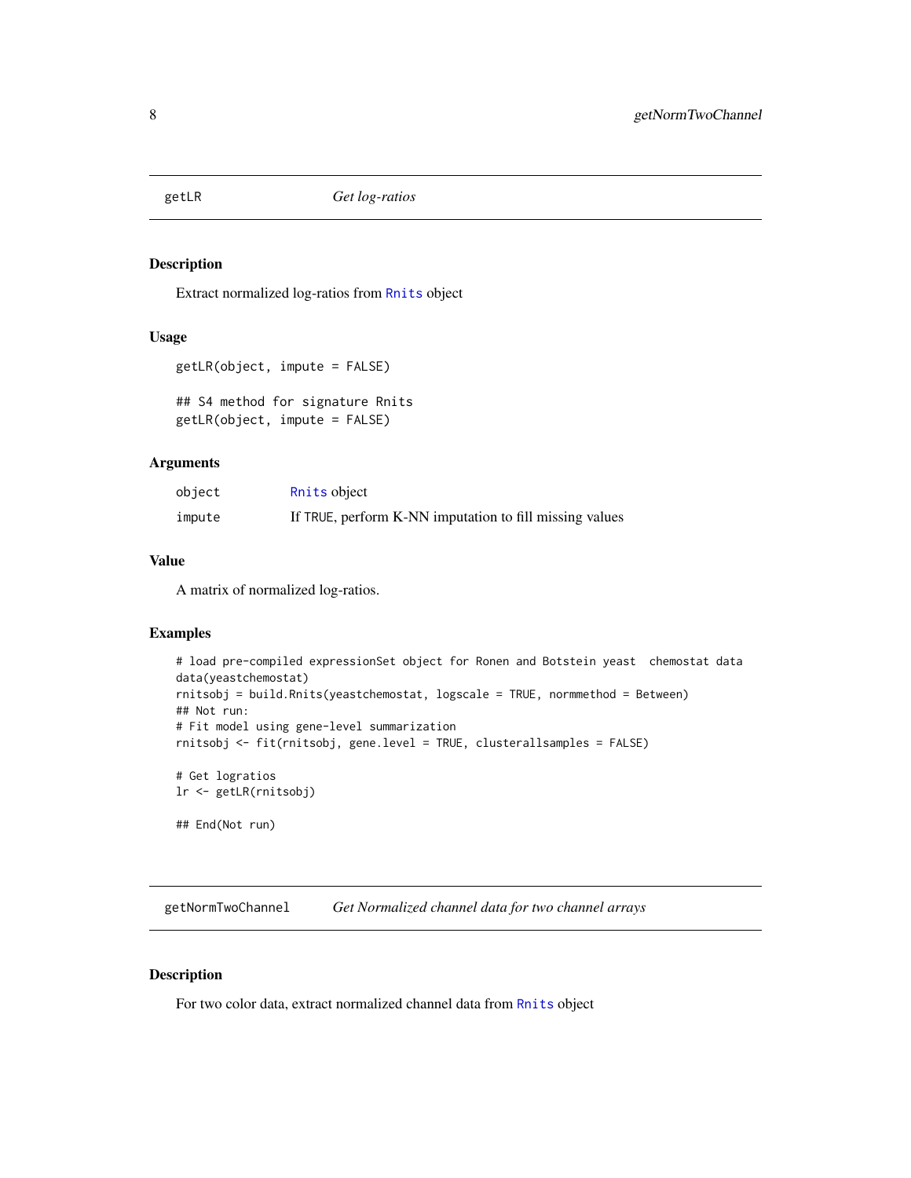## getLR — *Get log-ratios*

### Description

Extract normalized log-ratios from `Rnits` object

### Usage

```
getLR(object, impute = FALSE)

## S4 method for signature Rnits
getLR(object, impute = FALSE)
```

### Arguments

| | |
|---|---|
| `object` | `Rnits` object |
| `impute` | If `TRUE`, perform K-NN imputation to fill missing values |

### Value

A matrix of normalized log-ratios.

### Examples

```
# load pre-compiled expressionSet object for Ronen and Botstein yeast  chemostat data
data(yeastchemostat)
rnitsobj = build.Rnits(yeastchemostat, logscale = TRUE, normmethod = Between)
## Not run:
# Fit model using gene-level summarization
rnitsobj <- fit(rnitsobj, gene.level = TRUE, clusterallsamples = FALSE)

# Get logratios
lr <- getLR(rnitsobj)

## End(Not run)
```

## getNormTwoChannel — *Get Normalized channel data for two channel arrays*

### Description

For two color data, extract normalized channel data from `Rnits` object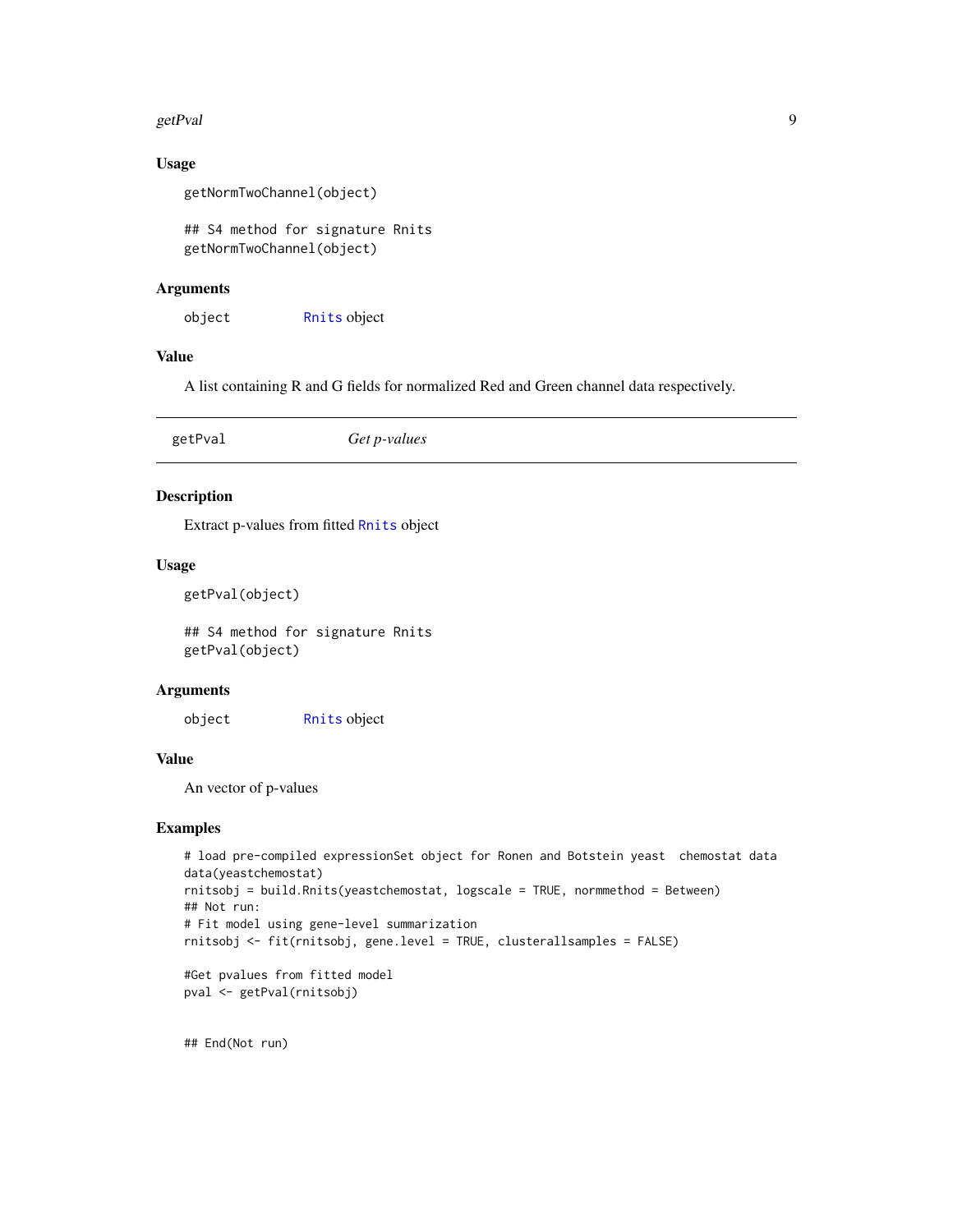## Usage

```
getNormTwoChannel(object)

## S4 method for signature Rnits
getNormTwoChannel(object)
```

## Arguments

`object` Rnits object

## Value

A list containing R and G fields for normalized Red and Green channel data respectively.

---

# getPval *Get p-values*

---

## Description

Extract p-values from fitted Rnits object

## Usage

```
getPval(object)

## S4 method for signature Rnits
getPval(object)
```

## Arguments

`object` Rnits object

## Value

An vector of p-values

## Examples

```
# load pre-compiled expressionSet object for Ronen and Botstein yeast  chemostat data
data(yeastchemostat)
rnitsobj = build.Rnits(yeastchemostat, logscale = TRUE, normmethod = Between)
## Not run:
# Fit model using gene-level summarization
rnitsobj <- fit(rnitsobj, gene.level = TRUE, clusterallsamples = FALSE)

#Get pvalues from fitted model
pval <- getPval(rnitsobj)


## End(Not run)
```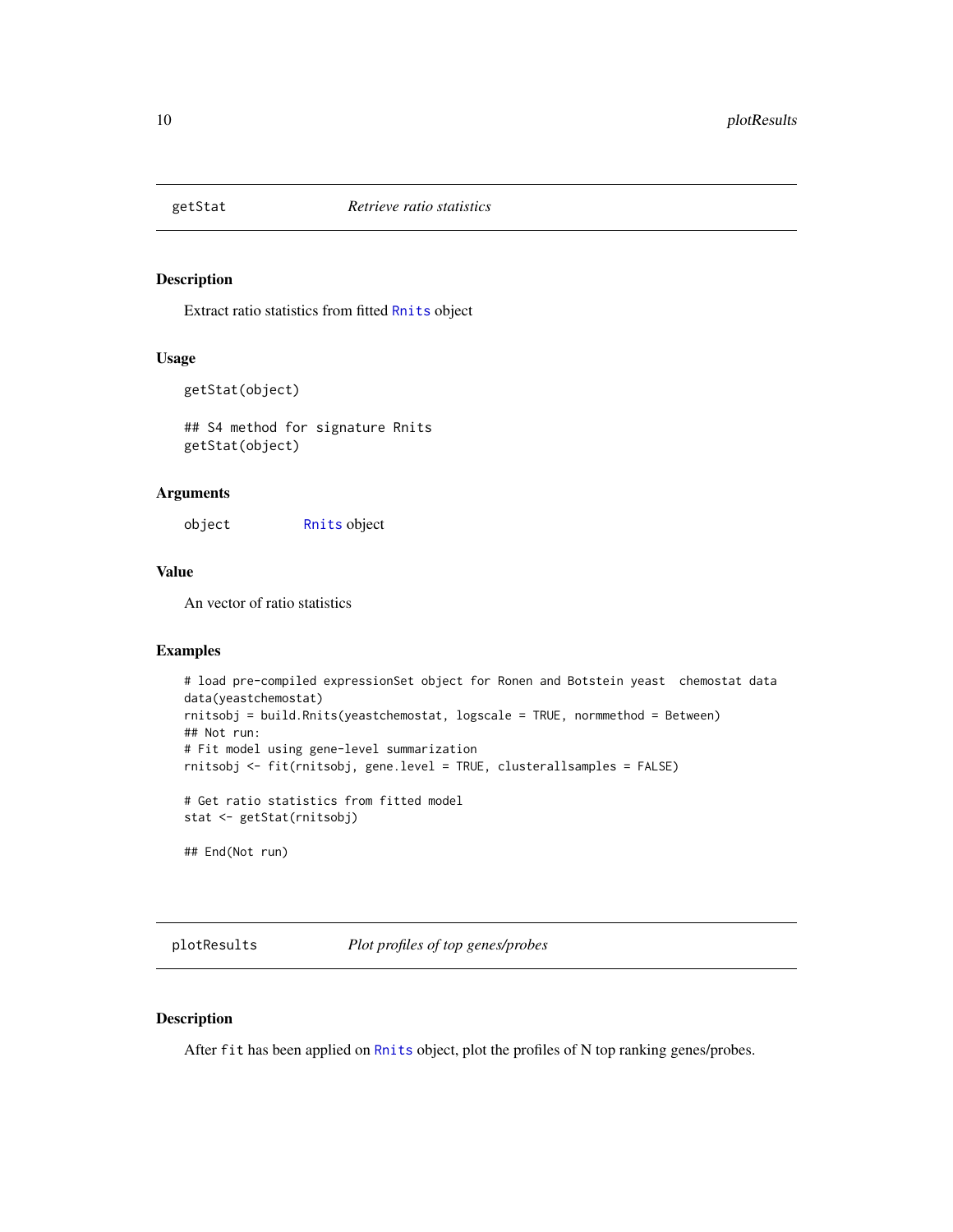## getStat *Retrieve ratio statistics*

### Description

Extract ratio statistics from fitted Rnits object

### Usage

```
getStat(object)

## S4 method for signature Rnits
getStat(object)
```

### Arguments

| | |
|---|---|
| object | Rnits object |

### Value

An vector of ratio statistics

### Examples

```
# load pre-compiled expressionSet object for Ronen and Botstein yeast  chemostat data
data(yeastchemostat)
rnitsobj = build.Rnits(yeastchemostat, logscale = TRUE, normmethod = Between)
## Not run:
# Fit model using gene-level summarization
rnitsobj <- fit(rnitsobj, gene.level = TRUE, clusterallsamples = FALSE)

# Get ratio statistics from fitted model
stat <- getStat(rnitsobj)

## End(Not run)
```

## plotResults *Plot profiles of top genes/probes*

### Description

After fit has been applied on Rnits object, plot the profiles of N top ranking genes/probes.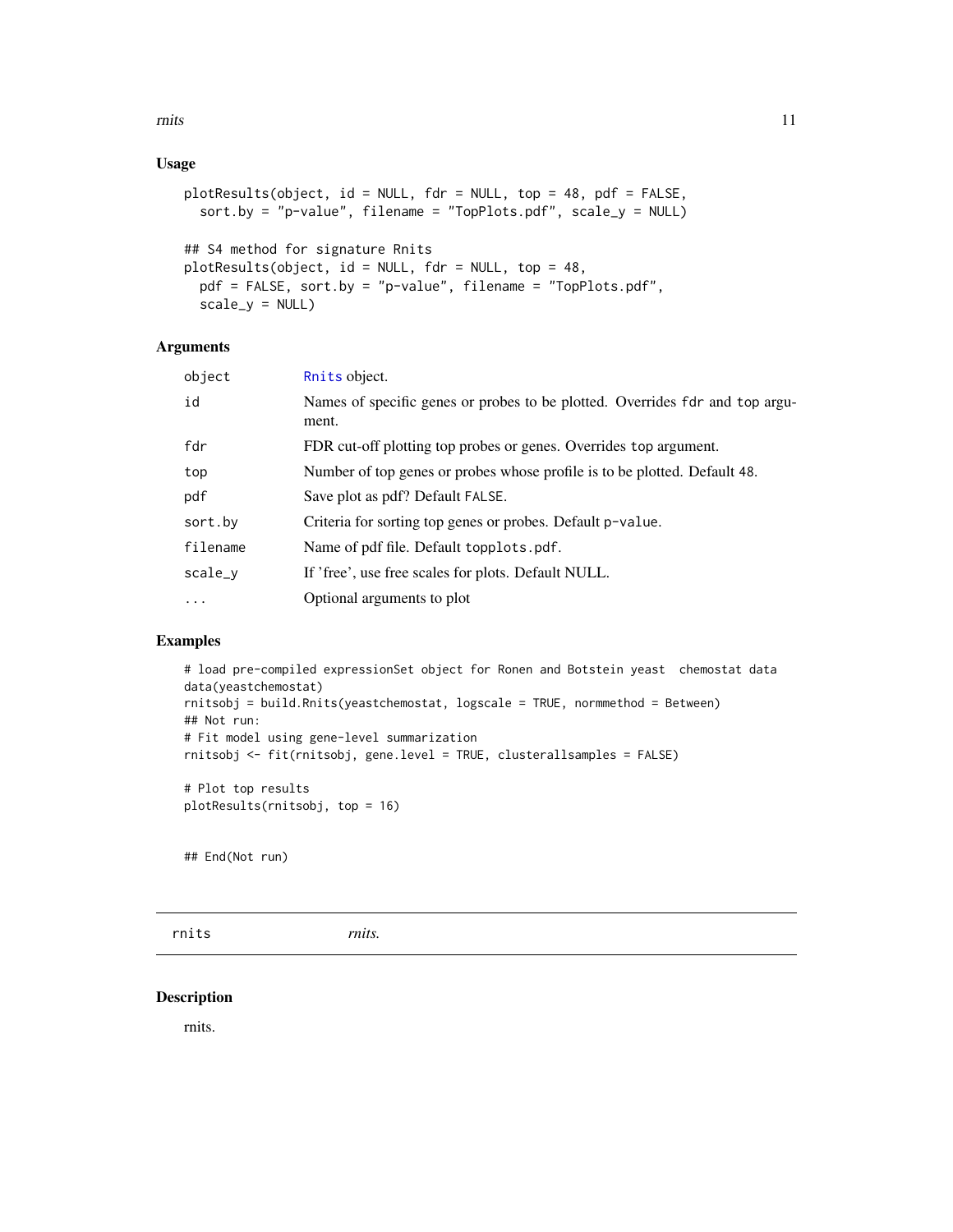### Usage

```
plotResults(object, id = NULL, fdr = NULL, top = 48, pdf = FALSE,
  sort.by = "p-value", filename = "TopPlots.pdf", scale_y = NULL)

## S4 method for signature Rnits
plotResults(object, id = NULL, fdr = NULL, top = 48,
  pdf = FALSE, sort.by = "p-value", filename = "TopPlots.pdf",
  scale_y = NULL)
```

### Arguments

| | |
|---|---|
| `object` | `Rnits` object. |
| `id` | Names of specific genes or probes to be plotted. Overrides `fdr` and `top` argument. |
| `fdr` | FDR cut-off plotting top probes or genes. Overrides `top` argument. |
| `top` | Number of top genes or probes whose profile is to be plotted. Default 48. |
| `pdf` | Save plot as pdf? Default `FALSE`. |
| `sort.by` | Criteria for sorting top genes or probes. Default `p-value`. |
| `filename` | Name of pdf file. Default `topplots.pdf`. |
| `scale_y` | If 'free', use free scales for plots. Default NULL. |
| `...` | Optional arguments to plot |

### Examples

```
# load pre-compiled expressionSet object for Ronen and Botstein yeast  chemostat data
data(yeastchemostat)
rnitsobj = build.Rnits(yeastchemostat, logscale = TRUE, normmethod = Between)
## Not run:
# Fit model using gene-level summarization
rnitsobj <- fit(rnitsobj, gene.level = TRUE, clusterallsamples = FALSE)

# Plot top results
plotResults(rnitsobj, top = 16)


## End(Not run)
```

---

## rnits *rnits.*

### Description

rnits.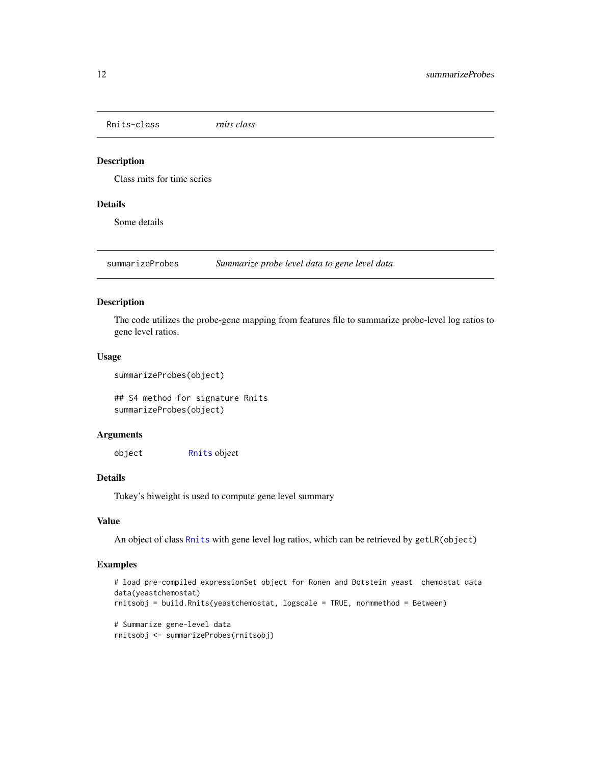## Rnits-class — *rnits class*

### Description

Class rnits for time series

### Details

Some details

## summarizeProbes — *Summarize probe level data to gene level data*

### Description

The code utilizes the probe-gene mapping from features file to summarize probe-level log ratios to gene level ratios.

### Usage

```
summarizeProbes(object)

## S4 method for signature Rnits
summarizeProbes(object)
```

### Arguments

| | |
|---|---|
| object | Rnits object |

### Details

Tukey's biweight is used to compute gene level summary

### Value

An object of class Rnits with gene level log ratios, which can be retrieved by `getLR(object)`

### Examples

```
# load pre-compiled expressionSet object for Ronen and Botstein yeast  chemostat data
data(yeastchemostat)
rnitsobj = build.Rnits(yeastchemostat, logscale = TRUE, normmethod = Between)

# Summarize gene-level data
rnitsobj <- summarizeProbes(rnitsobj)
```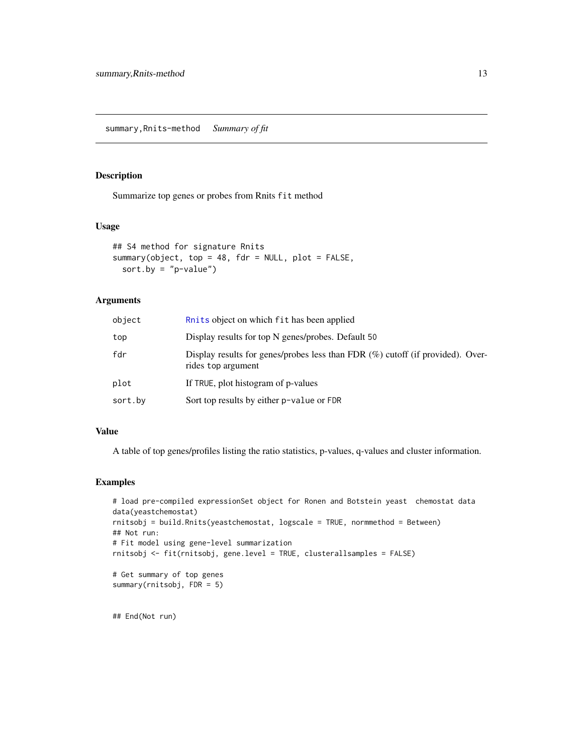# summary,Rnits-method *Summary of fit*

## Description

Summarize top genes or probes from Rnits `fit` method

## Usage

```
## S4 method for signature Rnits
summary(object, top = 48, fdr = NULL, plot = FALSE,
  sort.by = "p-value")
```

## Arguments

| | |
|---|---|
| `object` | `Rnits` object on which `fit` has been applied |
| `top` | Display results for top N genes/probes. Default `50` |
| `fdr` | Display results for genes/probes less than FDR (%) cutoff (if provided). Overrides `top` argument |
| `plot` | If `TRUE`, plot histogram of p-values |
| `sort.by` | Sort top results by either `p-value` or `FDR` |

## Value

A table of top genes/profiles listing the ratio statistics, p-values, q-values and cluster information.

## Examples

```
# load pre-compiled expressionSet object for Ronen and Botstein yeast  chemostat data
data(yeastchemostat)
rnitsobj = build.Rnits(yeastchemostat, logscale = TRUE, normmethod = Between)
## Not run:
# Fit model using gene-level summarization
rnitsobj <- fit(rnitsobj, gene.level = TRUE, clusterallsamples = FALSE)

# Get summary of top genes
summary(rnitsobj, FDR = 5)


## End(Not run)
```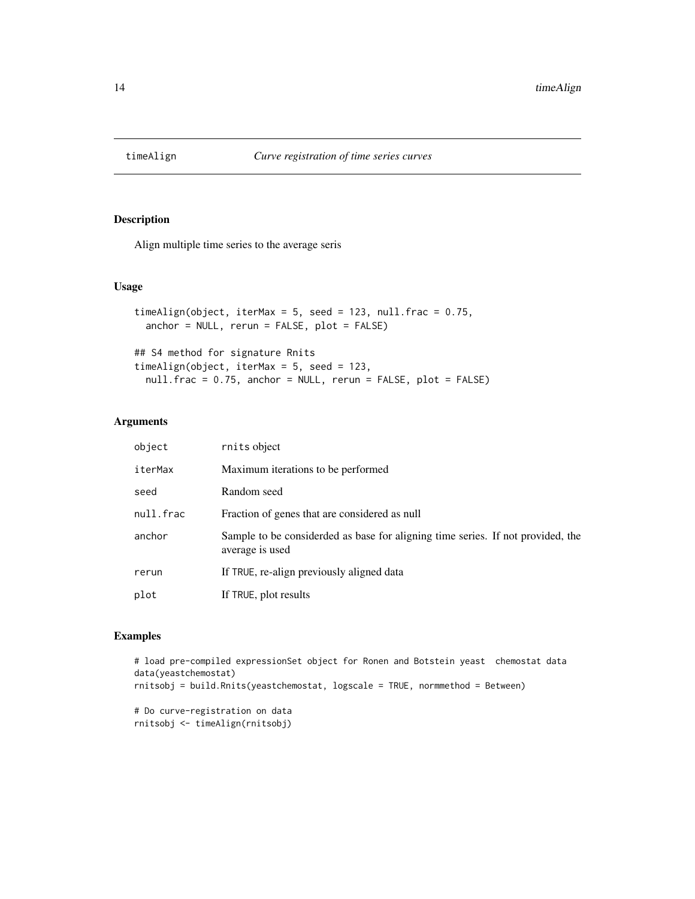## timeAlign — *Curve registration of time series curves*

### Description

Align multiple time series to the average seris

### Usage

```
timeAlign(object, iterMax = 5, seed = 123, null.frac = 0.75,
  anchor = NULL, rerun = FALSE, plot = FALSE)

## S4 method for signature Rnits
timeAlign(object, iterMax = 5, seed = 123,
  null.frac = 0.75, anchor = NULL, rerun = FALSE, plot = FALSE)
```

### Arguments

| | |
|---|---|
| object | rnits object |
| iterMax | Maximum iterations to be performed |
| seed | Random seed |
| null.frac | Fraction of genes that are considered as null |
| anchor | Sample to be considerded as base for aligning time series. If not provided, the average is used |
| rerun | If TRUE, re-align previously aligned data |
| plot | If TRUE, plot results |

### Examples

```
# load pre-compiled expressionSet object for Ronen and Botstein yeast  chemostat data
data(yeastchemostat)
rnitsobj = build.Rnits(yeastchemostat, logscale = TRUE, normmethod = Between)

# Do curve-registration on data
rnitsobj <- timeAlign(rnitsobj)
```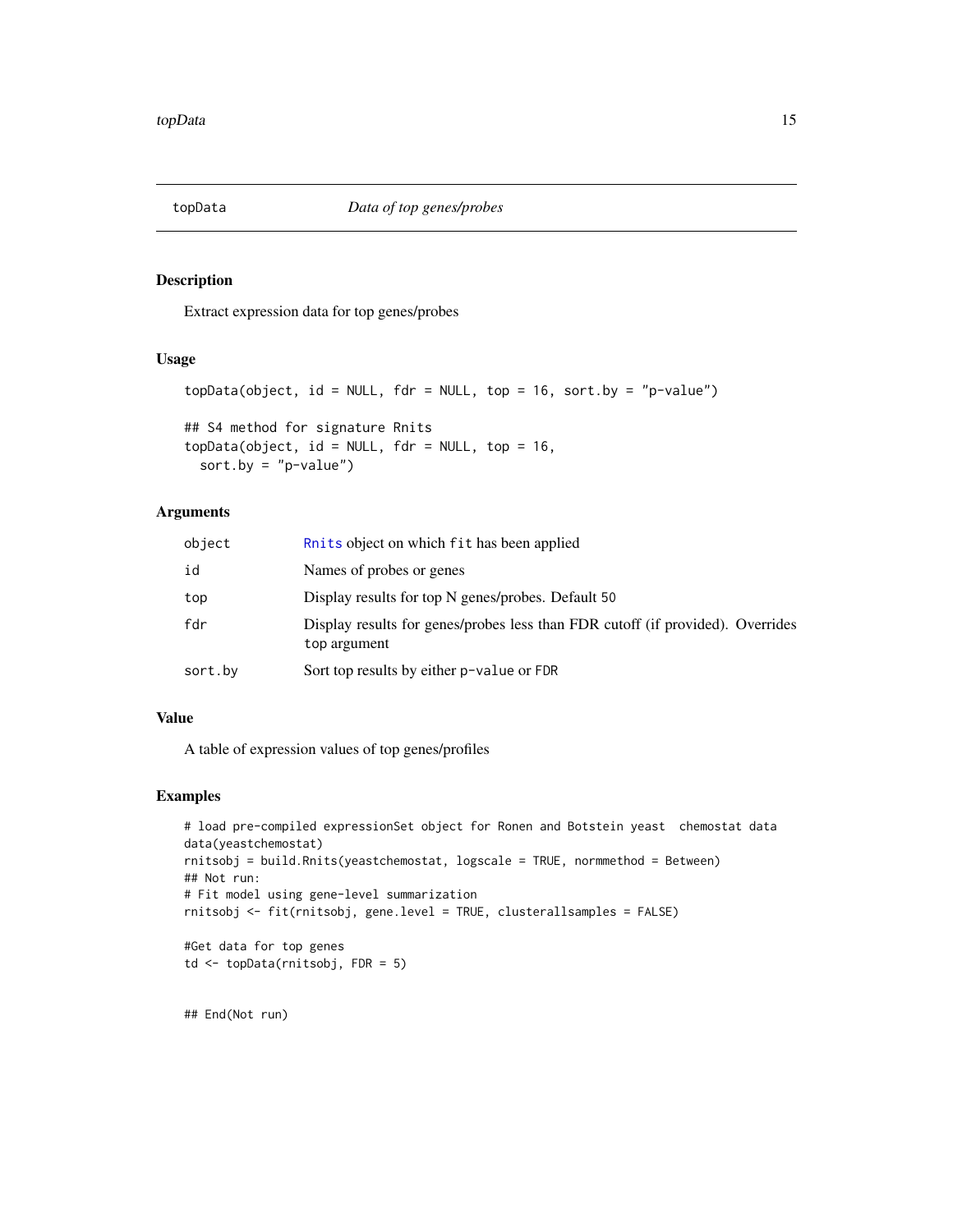# topData — *Data of top genes/probes*

## Description

Extract expression data for top genes/probes

## Usage

```
topData(object, id = NULL, fdr = NULL, top = 16, sort.by = "p-value")

## S4 method for signature Rnits
topData(object, id = NULL, fdr = NULL, top = 16,
  sort.by = "p-value")
```

## Arguments

| | |
|---|---|
| `object` | `Rnits` object on which `fit` has been applied |
| `id` | Names of probes or genes |
| `top` | Display results for top N genes/probes. Default `50` |
| `fdr` | Display results for genes/probes less than FDR cutoff (if provided). Overrides `top` argument |
| `sort.by` | Sort top results by either `p-value` or `FDR` |

## Value

A table of expression values of top genes/profiles

## Examples

```
# load pre-compiled expressionSet object for Ronen and Botstein yeast  chemostat data
data(yeastchemostat)
rnitsobj = build.Rnits(yeastchemostat, logscale = TRUE, normmethod = Between)
## Not run:
# Fit model using gene-level summarization
rnitsobj <- fit(rnitsobj, gene.level = TRUE, clusterallsamples = FALSE)

#Get data for top genes
td <- topData(rnitsobj, FDR = 5)


## End(Not run)
```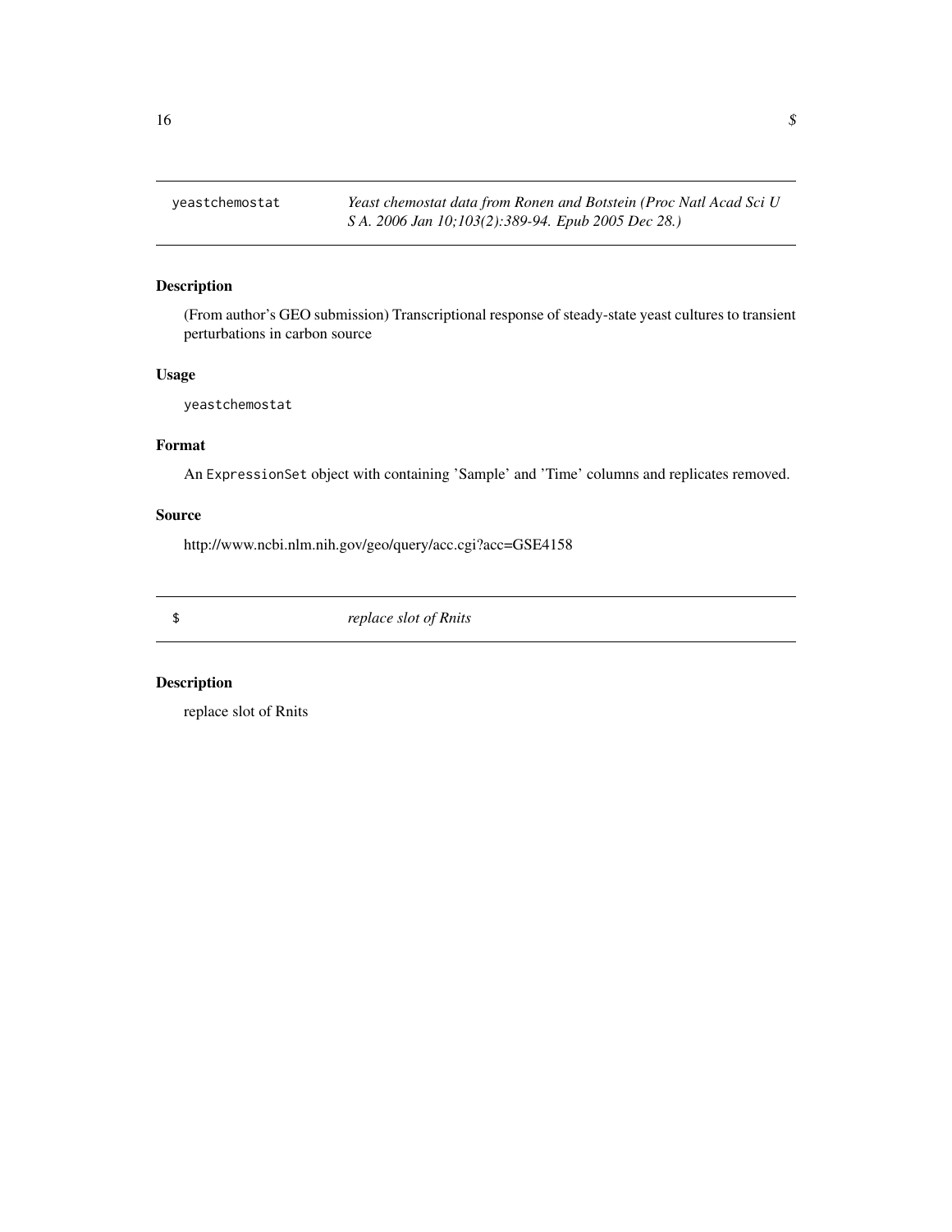## yeastchemostat

*Yeast chemostat data from Ronen and Botstein (Proc Natl Acad Sci U S A. 2006 Jan 10;103(2):389-94. Epub 2005 Dec 28.)*

### Description

(From author's GEO submission) Transcriptional response of steady-state yeast cultures to transient perturbations in carbon source

### Usage

```
yeastchemostat
```

### Format

An `ExpressionSet` object with containing 'Sample' and 'Time' columns and replicates removed.

### Source

http://www.ncbi.nlm.nih.gov/geo/query/acc.cgi?acc=GSE4158

## $

*replace slot of Rnits*

### Description

replace slot of Rnits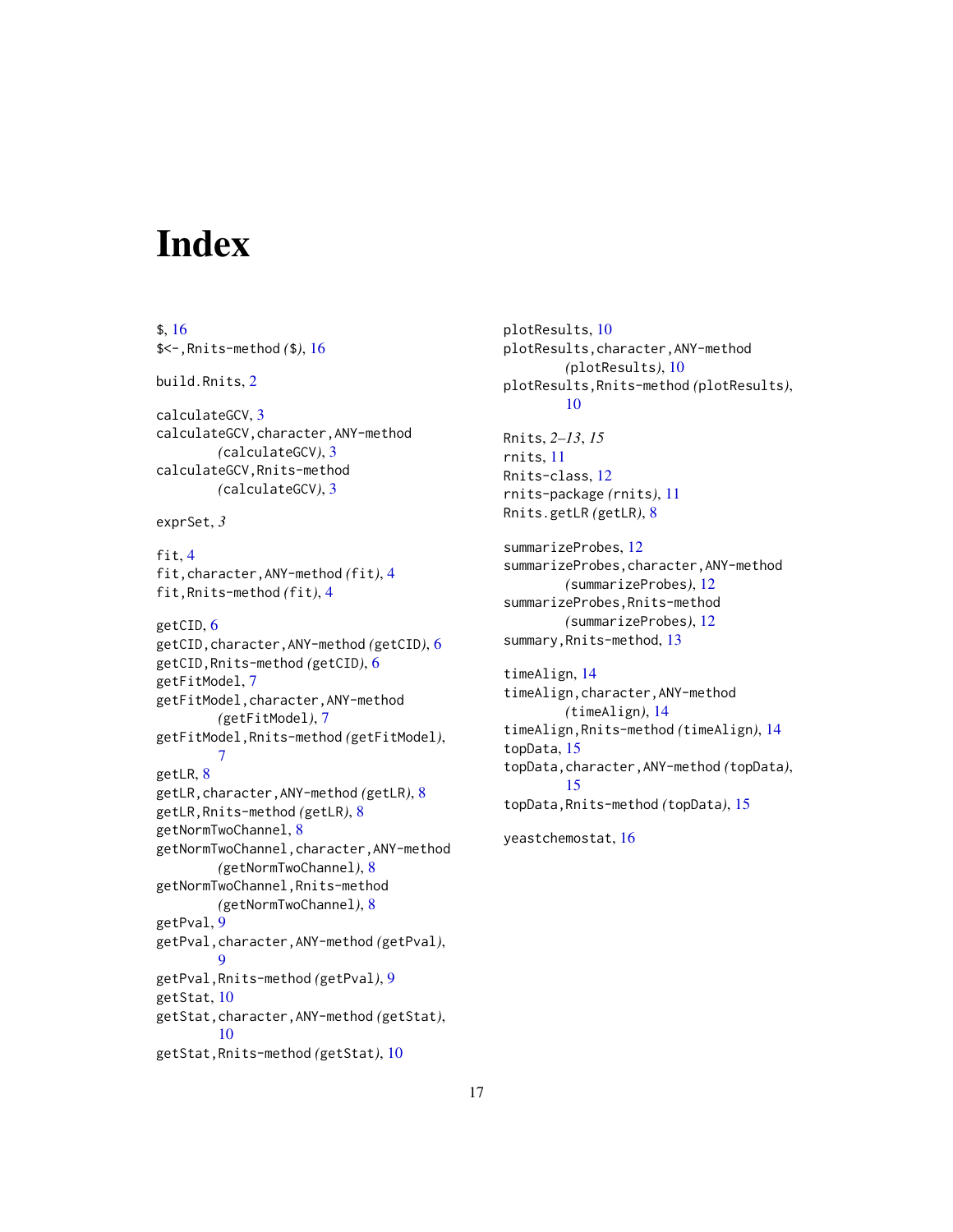# Index

$, 16
$<-,Rnits-method ($), 16

build.Rnits, 2

calculateGCV, 3
calculateGCV,character,ANY-method (calculateGCV), 3
calculateGCV,Rnits-method (calculateGCV), 3

exprSet, *3*

fit, 4
fit,character,ANY-method (fit), 4
fit,Rnits-method (fit), 4

getCID, 6
getCID,character,ANY-method (getCID), 6
getCID,Rnits-method (getCID), 6
getFitModel, 7
getFitModel,character,ANY-method (getFitModel), 7
getFitModel,Rnits-method (getFitModel), 7
getLR, 8
getLR,character,ANY-method (getLR), 8
getLR,Rnits-method (getLR), 8
getNormTwoChannel, 8
getNormTwoChannel,character,ANY-method (getNormTwoChannel), 8
getNormTwoChannel,Rnits-method (getNormTwoChannel), 8
getPval, 9
getPval,character,ANY-method (getPval), 9
getPval,Rnits-method (getPval), 9
getStat, 10
getStat,character,ANY-method (getStat), 10
getStat,Rnits-method (getStat), 10

plotResults, 10
plotResults,character,ANY-method (plotResults), 10
plotResults,Rnits-method (plotResults), 10

Rnits, *2–13*, *15*
rnits, 11
Rnits-class, 12
rnits-package (rnits), 11
Rnits.getLR (getLR), 8

summarizeProbes, 12
summarizeProbes,character,ANY-method (summarizeProbes), 12
summarizeProbes,Rnits-method (summarizeProbes), 12
summary,Rnits-method, 13

timeAlign, 14
timeAlign,character,ANY-method (timeAlign), 14
timeAlign,Rnits-method (timeAlign), 14
topData, 15
topData,character,ANY-method (topData), 15
topData,Rnits-method (topData), 15

yeastchemostat, 16